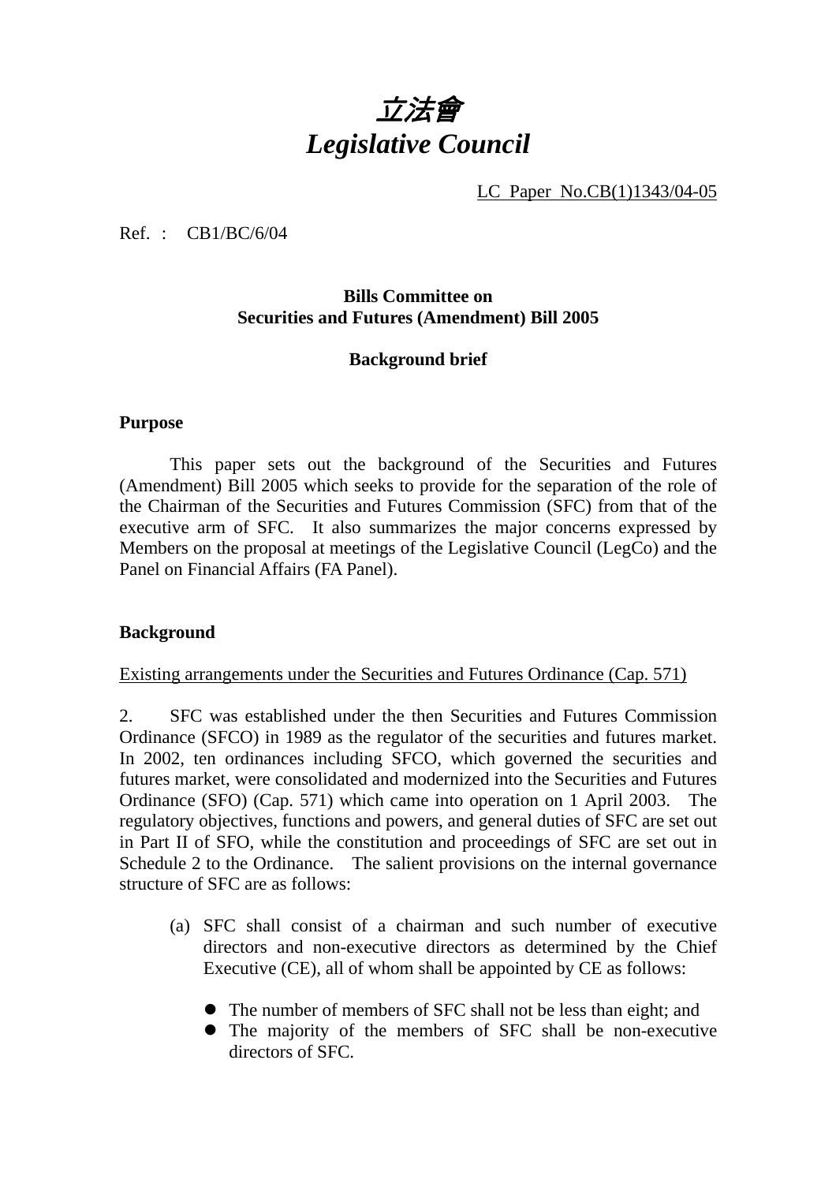# *立法會*
# *Legislative Council*

LC Paper No.CB(1)1343/04-05

Ref. : CB1/BC/6/04

**Bills Committee on**
**Securities and Futures (Amendment) Bill 2005**

**Background brief**

**Purpose**

This paper sets out the background of the Securities and Futures (Amendment) Bill 2005 which seeks to provide for the separation of the role of the Chairman of the Securities and Futures Commission (SFC) from that of the executive arm of SFC. It also summarizes the major concerns expressed by Members on the proposal at meetings of the Legislative Council (LegCo) and the Panel on Financial Affairs (FA Panel).

**Background**

Existing arrangements under the Securities and Futures Ordinance (Cap. 571)

2. SFC was established under the then Securities and Futures Commission Ordinance (SFCO) in 1989 as the regulator of the securities and futures market. In 2002, ten ordinances including SFCO, which governed the securities and futures market, were consolidated and modernized into the Securities and Futures Ordinance (SFO) (Cap. 571) which came into operation on 1 April 2003. The regulatory objectives, functions and powers, and general duties of SFC are set out in Part II of SFO, while the constitution and proceedings of SFC are set out in Schedule 2 to the Ordinance. The salient provisions on the internal governance structure of SFC are as follows:

(a) SFC shall consist of a chairman and such number of executive directors and non-executive directors as determined by the Chief Executive (CE), all of whom shall be appointed by CE as follows:

- The number of members of SFC shall not be less than eight; and
- The majority of the members of SFC shall be non-executive directors of SFC.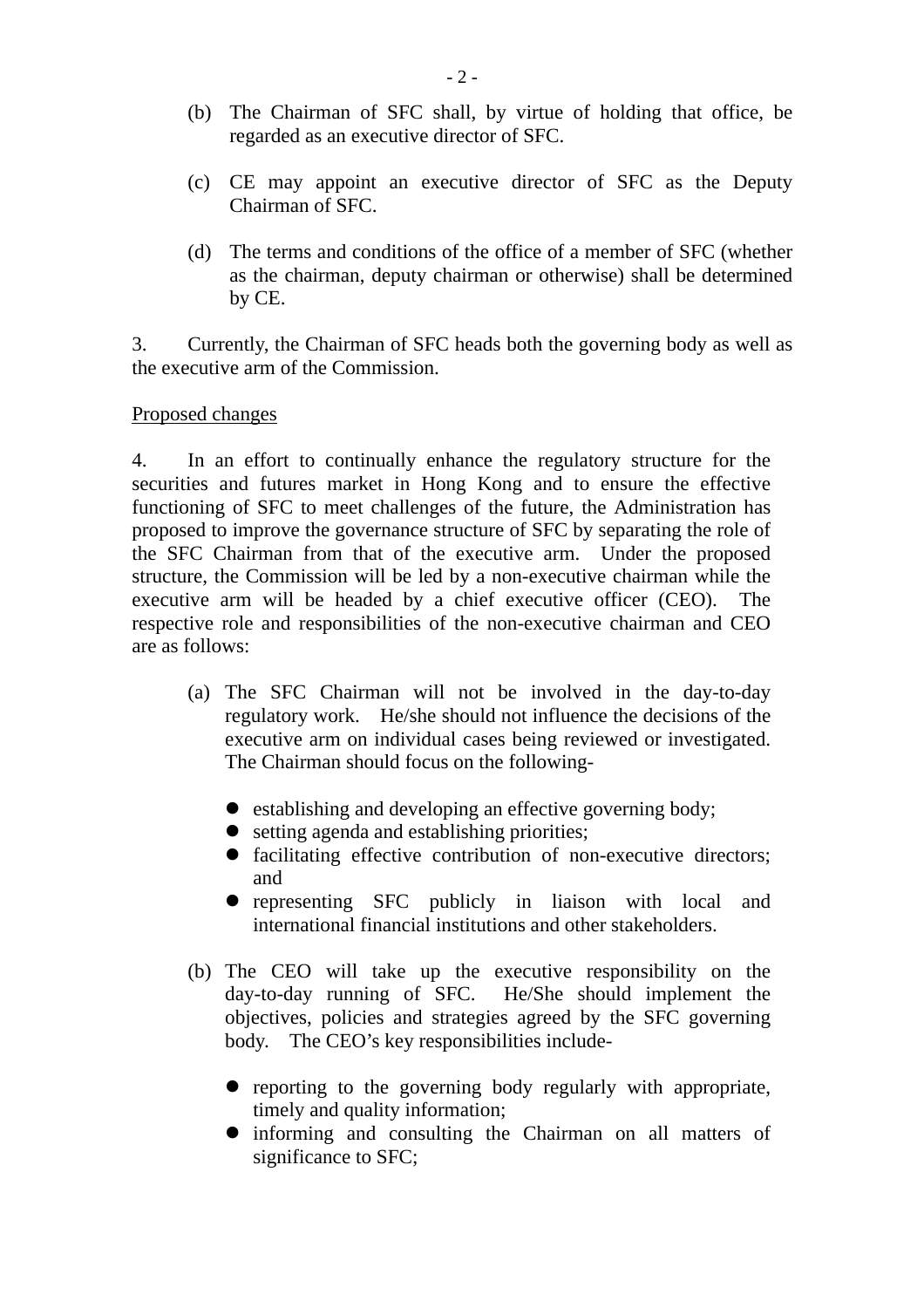(b) The Chairman of SFC shall, by virtue of holding that office, be regarded as an executive director of SFC.

(c) CE may appoint an executive director of SFC as the Deputy Chairman of SFC.

(d) The terms and conditions of the office of a member of SFC (whether as the chairman, deputy chairman or otherwise) shall be determined by CE.

3. Currently, the Chairman of SFC heads both the governing body as well as the executive arm of the Commission.

<u>Proposed changes</u>

4. In an effort to continually enhance the regulatory structure for the securities and futures market in Hong Kong and to ensure the effective functioning of SFC to meet challenges of the future, the Administration has proposed to improve the governance structure of SFC by separating the role of the SFC Chairman from that of the executive arm. Under the proposed structure, the Commission will be led by a non-executive chairman while the executive arm will be headed by a chief executive officer (CEO). The respective role and responsibilities of the non-executive chairman and CEO are as follows:

(a) The SFC Chairman will not be involved in the day-to-day regulatory work. He/she should not influence the decisions of the executive arm on individual cases being reviewed or investigated. The Chairman should focus on the following-

- establishing and developing an effective governing body;
- setting agenda and establishing priorities;
- facilitating effective contribution of non-executive directors; and
- representing SFC publicly in liaison with local and international financial institutions and other stakeholders.

(b) The CEO will take up the executive responsibility on the day-to-day running of SFC. He/She should implement the objectives, policies and strategies agreed by the SFC governing body. The CEO's key responsibilities include-

- reporting to the governing body regularly with appropriate, timely and quality information;
- informing and consulting the Chairman on all matters of significance to SFC;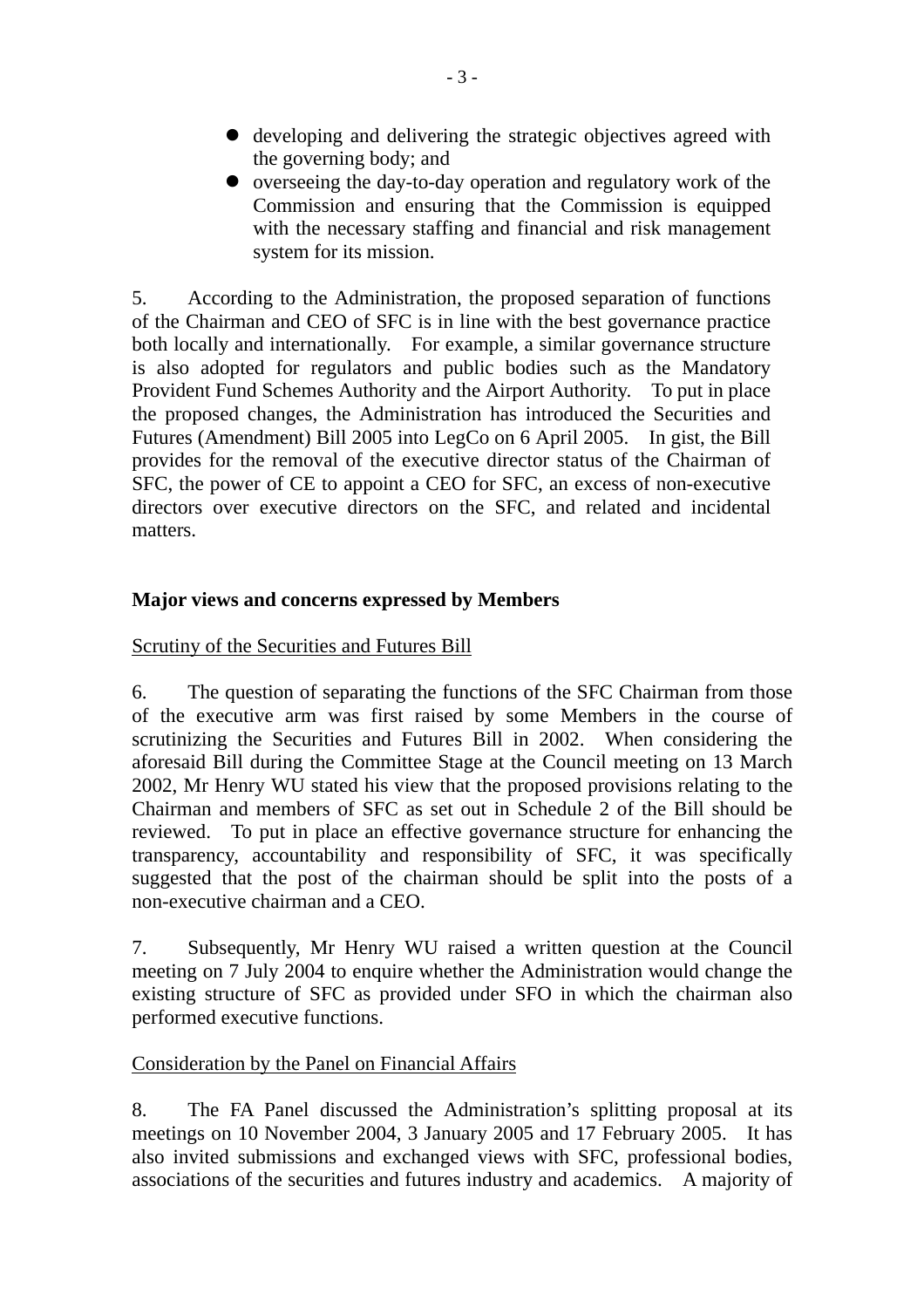- developing and delivering the strategic objectives agreed with the governing body; and
- overseeing the day-to-day operation and regulatory work of the Commission and ensuring that the Commission is equipped with the necessary staffing and financial and risk management system for its mission.

5. According to the Administration, the proposed separation of functions of the Chairman and CEO of SFC is in line with the best governance practice both locally and internationally. For example, a similar governance structure is also adopted for regulators and public bodies such as the Mandatory Provident Fund Schemes Authority and the Airport Authority. To put in place the proposed changes, the Administration has introduced the Securities and Futures (Amendment) Bill 2005 into LegCo on 6 April 2005. In gist, the Bill provides for the removal of the executive director status of the Chairman of SFC, the power of CE to appoint a CEO for SFC, an excess of non-executive directors over executive directors on the SFC, and related and incidental matters.

**Major views and concerns expressed by Members**

Scrutiny of the Securities and Futures Bill

6. The question of separating the functions of the SFC Chairman from those of the executive arm was first raised by some Members in the course of scrutinizing the Securities and Futures Bill in 2002. When considering the aforesaid Bill during the Committee Stage at the Council meeting on 13 March 2002, Mr Henry WU stated his view that the proposed provisions relating to the Chairman and members of SFC as set out in Schedule 2 of the Bill should be reviewed. To put in place an effective governance structure for enhancing the transparency, accountability and responsibility of SFC, it was specifically suggested that the post of the chairman should be split into the posts of a non-executive chairman and a CEO.

7. Subsequently, Mr Henry WU raised a written question at the Council meeting on 7 July 2004 to enquire whether the Administration would change the existing structure of SFC as provided under SFO in which the chairman also performed executive functions.

Consideration by the Panel on Financial Affairs

8. The FA Panel discussed the Administration's splitting proposal at its meetings on 10 November 2004, 3 January 2005 and 17 February 2005. It has also invited submissions and exchanged views with SFC, professional bodies, associations of the securities and futures industry and academics. A majority of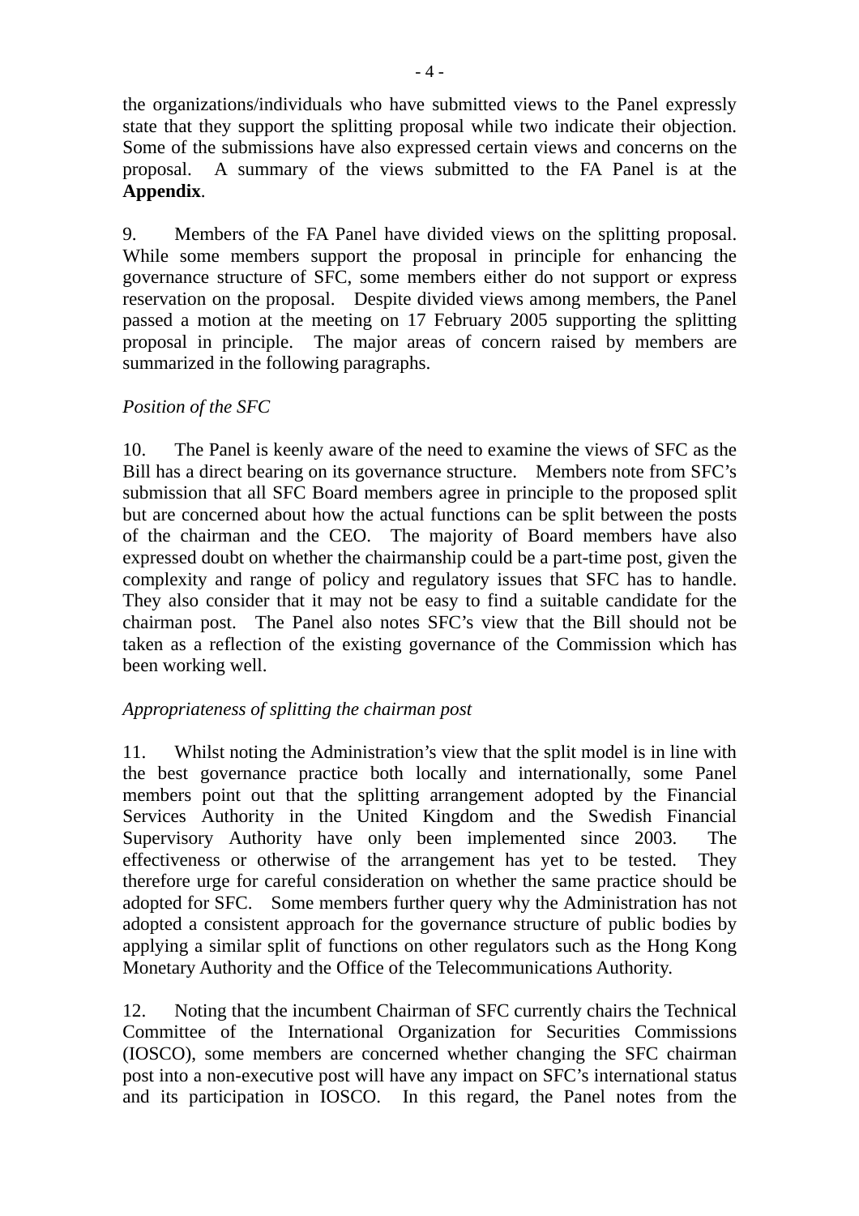the organizations/individuals who have submitted views to the Panel expressly state that they support the splitting proposal while two indicate their objection. Some of the submissions have also expressed certain views and concerns on the proposal. A summary of the views submitted to the FA Panel is at the **Appendix**.

9. Members of the FA Panel have divided views on the splitting proposal. While some members support the proposal in principle for enhancing the governance structure of SFC, some members either do not support or express reservation on the proposal. Despite divided views among members, the Panel passed a motion at the meeting on 17 February 2005 supporting the splitting proposal in principle. The major areas of concern raised by members are summarized in the following paragraphs.

*Position of the SFC*

10. The Panel is keenly aware of the need to examine the views of SFC as the Bill has a direct bearing on its governance structure. Members note from SFC's submission that all SFC Board members agree in principle to the proposed split but are concerned about how the actual functions can be split between the posts of the chairman and the CEO. The majority of Board members have also expressed doubt on whether the chairmanship could be a part-time post, given the complexity and range of policy and regulatory issues that SFC has to handle. They also consider that it may not be easy to find a suitable candidate for the chairman post. The Panel also notes SFC's view that the Bill should not be taken as a reflection of the existing governance of the Commission which has been working well.

*Appropriateness of splitting the chairman post*

11. Whilst noting the Administration's view that the split model is in line with the best governance practice both locally and internationally, some Panel members point out that the splitting arrangement adopted by the Financial Services Authority in the United Kingdom and the Swedish Financial Supervisory Authority have only been implemented since 2003. The effectiveness or otherwise of the arrangement has yet to be tested. They therefore urge for careful consideration on whether the same practice should be adopted for SFC. Some members further query why the Administration has not adopted a consistent approach for the governance structure of public bodies by applying a similar split of functions on other regulators such as the Hong Kong Monetary Authority and the Office of the Telecommunications Authority.

12. Noting that the incumbent Chairman of SFC currently chairs the Technical Committee of the International Organization for Securities Commissions (IOSCO), some members are concerned whether changing the SFC chairman post into a non-executive post will have any impact on SFC's international status and its participation in IOSCO. In this regard, the Panel notes from the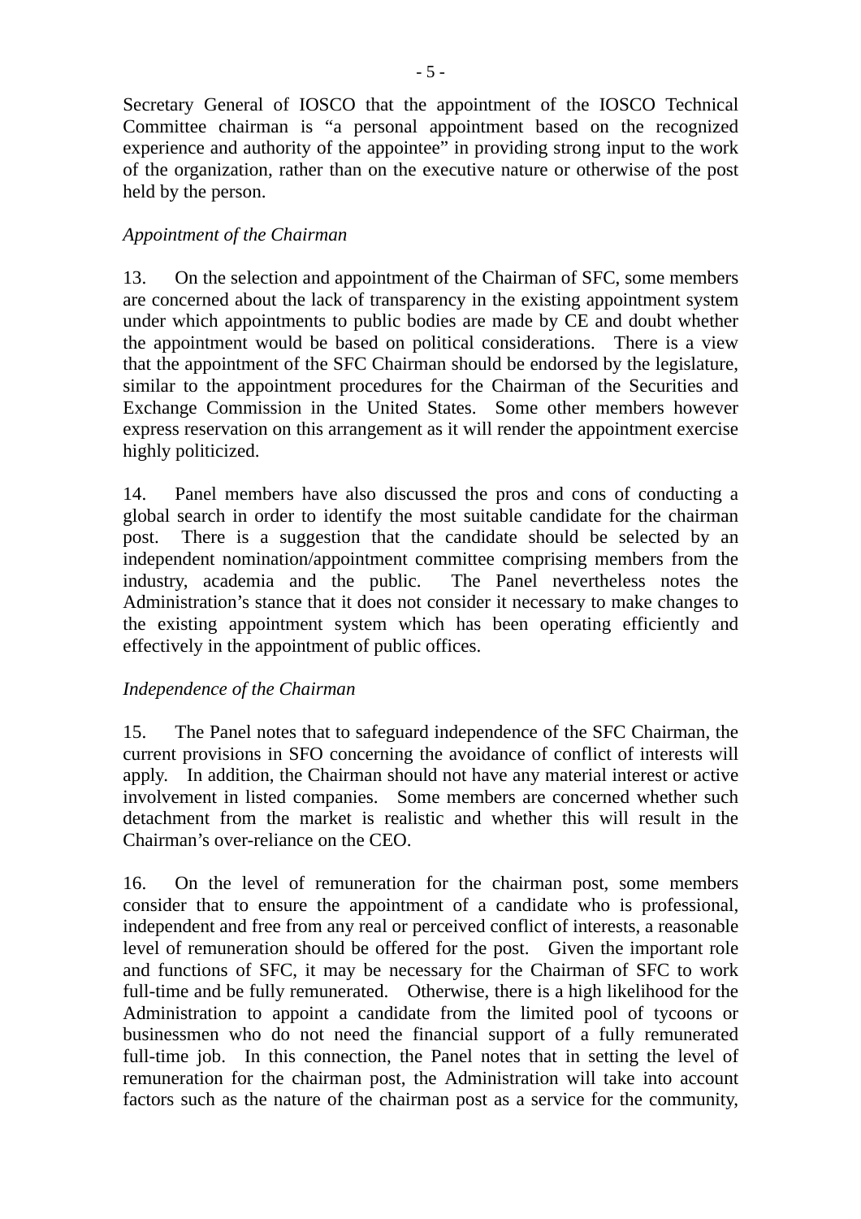Secretary General of IOSCO that the appointment of the IOSCO Technical Committee chairman is "a personal appointment based on the recognized experience and authority of the appointee" in providing strong input to the work of the organization, rather than on the executive nature or otherwise of the post held by the person.

*Appointment of the Chairman*

13. On the selection and appointment of the Chairman of SFC, some members are concerned about the lack of transparency in the existing appointment system under which appointments to public bodies are made by CE and doubt whether the appointment would be based on political considerations. There is a view that the appointment of the SFC Chairman should be endorsed by the legislature, similar to the appointment procedures for the Chairman of the Securities and Exchange Commission in the United States. Some other members however express reservation on this arrangement as it will render the appointment exercise highly politicized.

14. Panel members have also discussed the pros and cons of conducting a global search in order to identify the most suitable candidate for the chairman post. There is a suggestion that the candidate should be selected by an independent nomination/appointment committee comprising members from the industry, academia and the public. The Panel nevertheless notes the Administration's stance that it does not consider it necessary to make changes to the existing appointment system which has been operating efficiently and effectively in the appointment of public offices.

*Independence of the Chairman*

15. The Panel notes that to safeguard independence of the SFC Chairman, the current provisions in SFO concerning the avoidance of conflict of interests will apply. In addition, the Chairman should not have any material interest or active involvement in listed companies. Some members are concerned whether such detachment from the market is realistic and whether this will result in the Chairman's over-reliance on the CEO.

16. On the level of remuneration for the chairman post, some members consider that to ensure the appointment of a candidate who is professional, independent and free from any real or perceived conflict of interests, a reasonable level of remuneration should be offered for the post. Given the important role and functions of SFC, it may be necessary for the Chairman of SFC to work full-time and be fully remunerated. Otherwise, there is a high likelihood for the Administration to appoint a candidate from the limited pool of tycoons or businessmen who do not need the financial support of a fully remunerated full-time job. In this connection, the Panel notes that in setting the level of remuneration for the chairman post, the Administration will take into account factors such as the nature of the chairman post as a service for the community,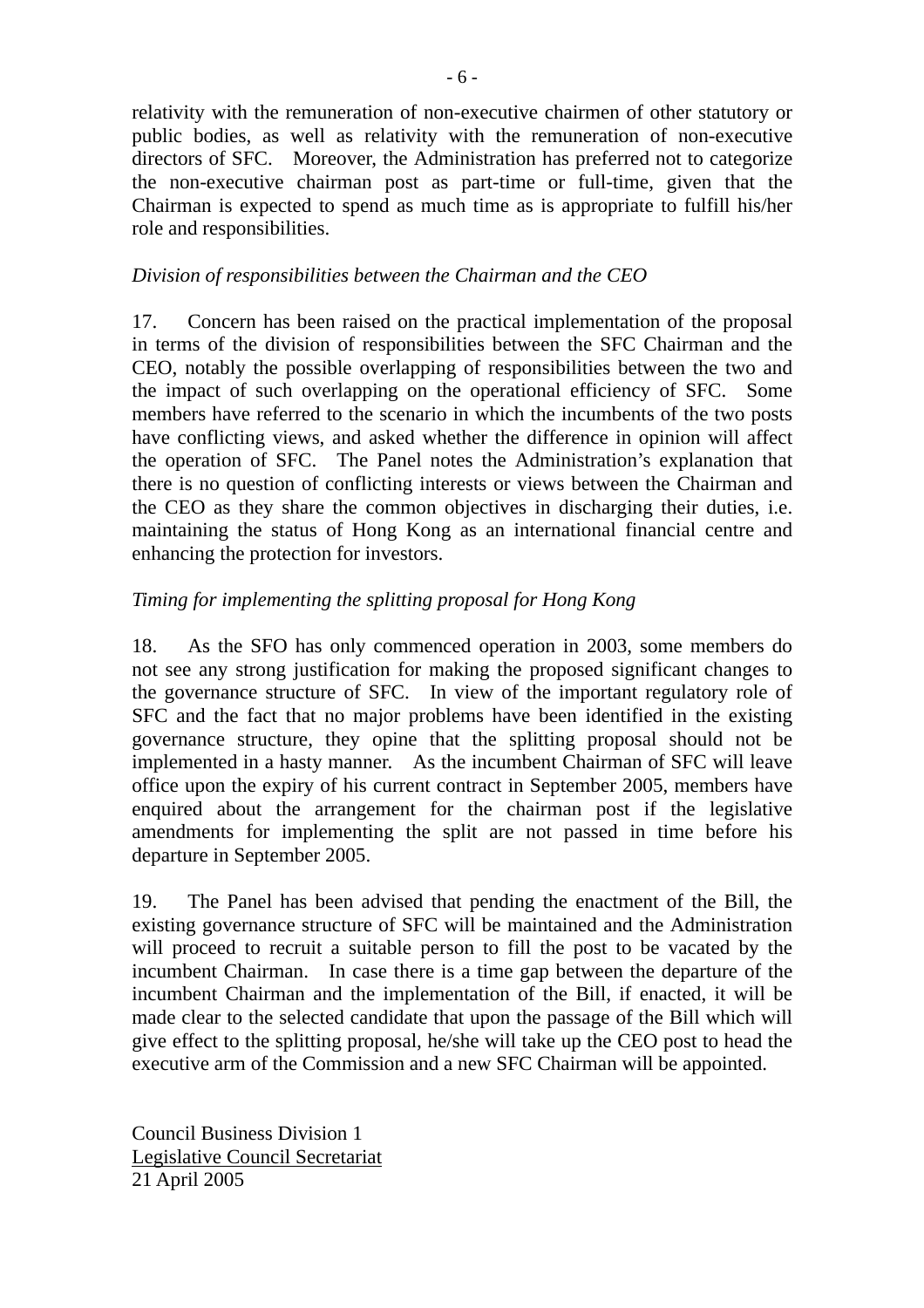relativity with the remuneration of non-executive chairmen of other statutory or public bodies, as well as relativity with the remuneration of non-executive directors of SFC. Moreover, the Administration has preferred not to categorize the non-executive chairman post as part-time or full-time, given that the Chairman is expected to spend as much time as is appropriate to fulfill his/her role and responsibilities.

*Division of responsibilities between the Chairman and the CEO*

17. Concern has been raised on the practical implementation of the proposal in terms of the division of responsibilities between the SFC Chairman and the CEO, notably the possible overlapping of responsibilities between the two and the impact of such overlapping on the operational efficiency of SFC. Some members have referred to the scenario in which the incumbents of the two posts have conflicting views, and asked whether the difference in opinion will affect the operation of SFC. The Panel notes the Administration's explanation that there is no question of conflicting interests or views between the Chairman and the CEO as they share the common objectives in discharging their duties, i.e. maintaining the status of Hong Kong as an international financial centre and enhancing the protection for investors.

*Timing for implementing the splitting proposal for Hong Kong*

18. As the SFO has only commenced operation in 2003, some members do not see any strong justification for making the proposed significant changes to the governance structure of SFC. In view of the important regulatory role of SFC and the fact that no major problems have been identified in the existing governance structure, they opine that the splitting proposal should not be implemented in a hasty manner. As the incumbent Chairman of SFC will leave office upon the expiry of his current contract in September 2005, members have enquired about the arrangement for the chairman post if the legislative amendments for implementing the split are not passed in time before his departure in September 2005.

19. The Panel has been advised that pending the enactment of the Bill, the existing governance structure of SFC will be maintained and the Administration will proceed to recruit a suitable person to fill the post to be vacated by the incumbent Chairman. In case there is a time gap between the departure of the incumbent Chairman and the implementation of the Bill, if enacted, it will be made clear to the selected candidate that upon the passage of the Bill which will give effect to the splitting proposal, he/she will take up the CEO post to head the executive arm of the Commission and a new SFC Chairman will be appointed.

Council Business Division 1
Legislative Council Secretariat
21 April 2005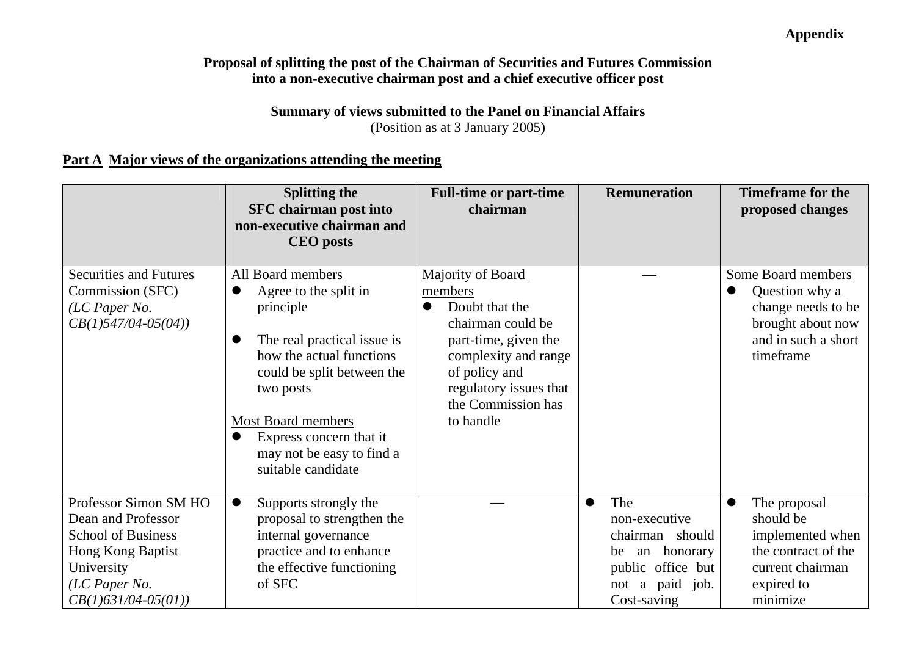**Appendix**

**Proposal of splitting the post of the Chairman of Securities and Futures Commission into a non-executive chairman post and a chief executive officer post**

**Summary of views submitted to the Panel on Financial Affairs**
(Position as at 3 January 2005)

**Part A Major views of the organizations attending the meeting**

| | **Splitting the SFC chairman post into non-executive chairman and CEO posts** | **Full-time or part-time chairman** | **Remuneration** | **Timeframe for the proposed changes** |
|---|---|---|---|---|
| Securities and Futures Commission (SFC) *(LC Paper No. CB(1)547/04-05(04))* | All Board members<br>● Agree to the split in principle<br>● The real practical issue is how the actual functions could be split between the two posts<br><br>Most Board members<br>● Express concern that it may not be easy to find a suitable candidate | Majority of Board members<br>● Doubt that the chairman could be part-time, given the complexity and range of policy and regulatory issues that the Commission has to handle | — | Some Board members<br>● Question why a change needs to be brought about now and in such a short timeframe |
| Professor Simon SM HO Dean and Professor School of Business Hong Kong Baptist University *(LC Paper No. CB(1)631/04-05(01))* | ● Supports strongly the proposal to strengthen the internal governance practice and to enhance the effective functioning of SFC | — | ● The non-executive chairman should be an honorary public office but not a paid job. Cost-saving | ● The proposal should be implemented when the contract of the current chairman expired to minimize |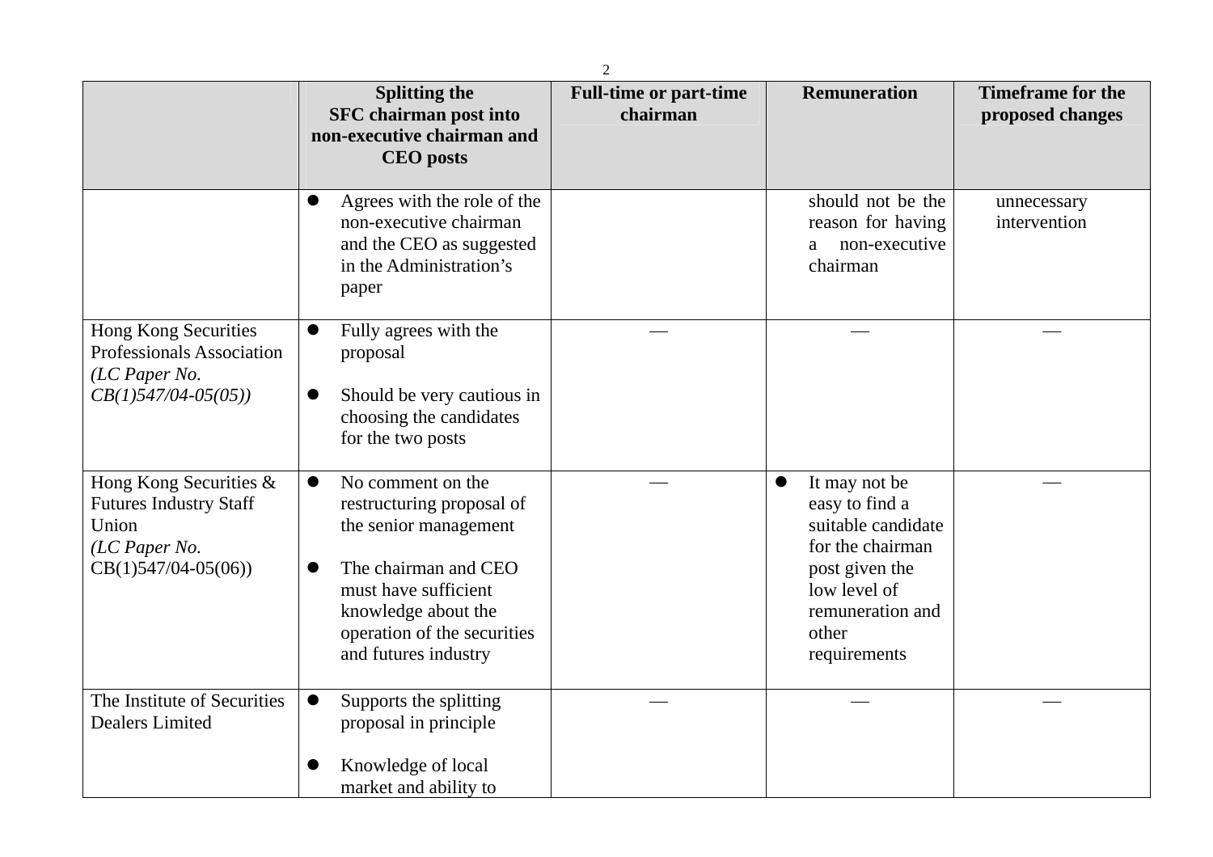| | Splitting the SFC chairman post into non-executive chairman and CEO posts | Full-time or part-time chairman | Remuneration | Timeframe for the proposed changes |
|---|---|---|---|---|
| | • Agrees with the role of the non-executive chairman and the CEO as suggested in the Administration's paper | | should not be the reason for having a non-executive chairman | unnecessary intervention |
| Hong Kong Securities Professionals Association *(LC Paper No. CB(1)547/04-05(05))* | • Fully agrees with the proposal<br><br>• Should be very cautious in choosing the candidates for the two posts | — | — | — |
| Hong Kong Securities & Futures Industry Staff Union *(LC Paper No.* CB(1)547/04-05(06)) | • No comment on the restructuring proposal of the senior management<br><br>• The chairman and CEO must have sufficient knowledge about the operation of the securities and futures industry | — | • It may not be easy to find a suitable candidate for the chairman post given the low level of remuneration and other requirements | — |
| The Institute of Securities Dealers Limited | • Supports the splitting proposal in principle<br><br>• Knowledge of local market and ability to | — | — | — |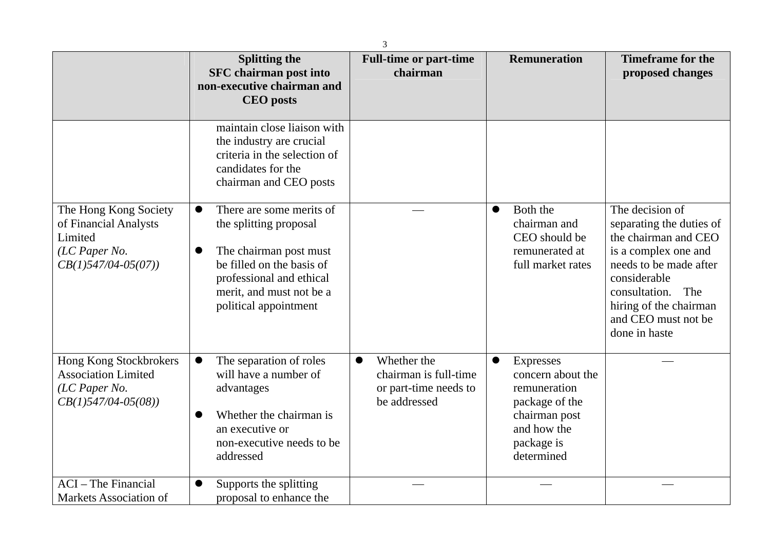| | Splitting the SFC chairman post into non-executive chairman and CEO posts | Full-time or part-time chairman | Remuneration | Timeframe for the proposed changes |
|---|---|---|---|---|
| | maintain close liaison with the industry are crucial criteria in the selection of candidates for the chairman and CEO posts | | | |
| The Hong Kong Society of Financial Analysts Limited *(LC Paper No. CB(1)547/04-05(07))* | • There are some merits of the splitting proposal<br><br>• The chairman post must be filled on the basis of professional and ethical merit, and must not be a political appointment | — | • Both the chairman and CEO should be remunerated at full market rates | The decision of separating the duties of the chairman and CEO is a complex one and needs to be made after considerable consultation. The hiring of the chairman and CEO must not be done in haste |
| Hong Kong Stockbrokers Association Limited *(LC Paper No. CB(1)547/04-05(08))* | • The separation of roles will have a number of advantages<br><br>• Whether the chairman is an executive or non-executive needs to be addressed | • Whether the chairman is full-time or part-time needs to be addressed | • Expresses concern about the remuneration package of the chairman post and how the package is determined | — |
| ACI – The Financial Markets Association of | • Supports the splitting proposal to enhance the | — | — | — |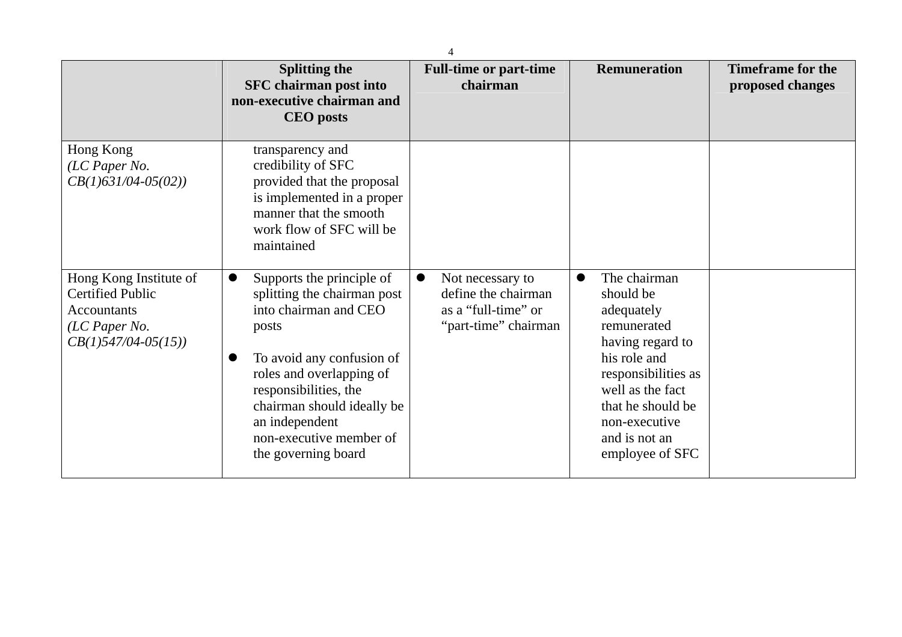| | Splitting the SFC chairman post into non-executive chairman and CEO posts | Full-time or part-time chairman | Remuneration | Timeframe for the proposed changes |
|---|---|---|---|---|
| Hong Kong *(LC Paper No. CB(1)631/04-05(02))* | transparency and credibility of SFC provided that the proposal is implemented in a proper manner that the smooth work flow of SFC will be maintained | | | |
| Hong Kong Institute of Certified Public Accountants *(LC Paper No. CB(1)547/04-05(15))* | • Supports the principle of splitting the chairman post into chairman and CEO posts<br><br>• To avoid any confusion of roles and overlapping of responsibilities, the chairman should ideally be an independent non-executive member of the governing board | • Not necessary to define the chairman as a "full-time" or "part-time" chairman | • The chairman should be adequately remunerated having regard to his role and responsibilities as well as the fact that he should be non-executive and is not an employee of SFC | |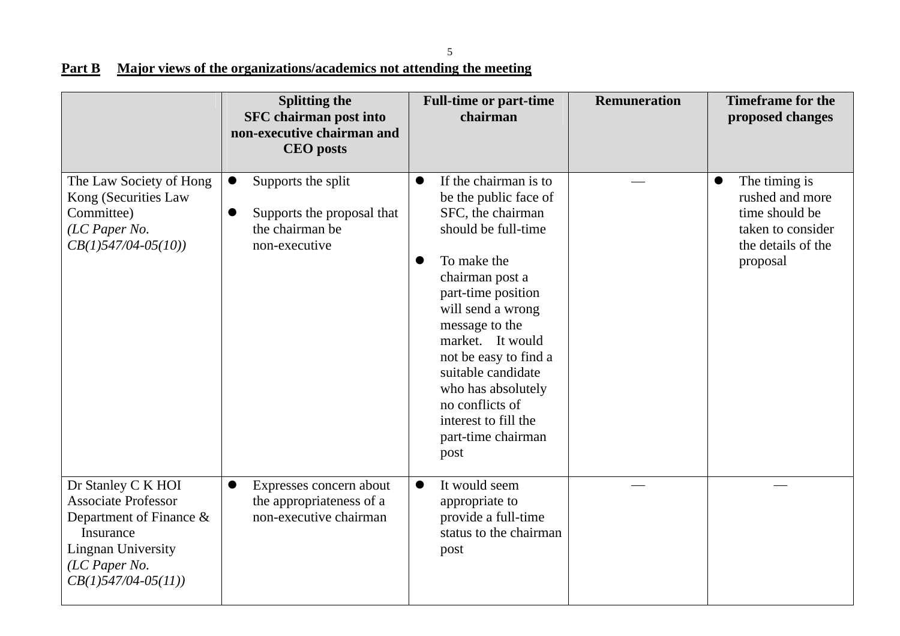**Part B Major views of the organizations/academics not attending the meeting**

| | Splitting the SFC chairman post into non-executive chairman and CEO posts | Full-time or part-time chairman | Remuneration | Timeframe for the proposed changes |
|---|---|---|---|---|
| The Law Society of Hong Kong (Securities Law Committee) *(LC Paper No. CB(1)547/04-05(10))* | • Supports the split<br><br>• Supports the proposal that the chairman be non-executive | • If the chairman is to be the public face of SFC, the chairman should be full-time<br><br>• To make the chairman post a part-time position will send a wrong message to the market. It would not be easy to find a suitable candidate who has absolutely no conflicts of interest to fill the part-time chairman post | — | • The timing is rushed and more time should be taken to consider the details of the proposal |
| Dr Stanley C K HOI<br>Associate Professor<br>Department of Finance & Insurance<br>Lingnan University<br>*(LC Paper No. CB(1)547/04-05(11))* | • Expresses concern about the appropriateness of a non-executive chairman | • It would seem appropriate to provide a full-time status to the chairman post | — | — |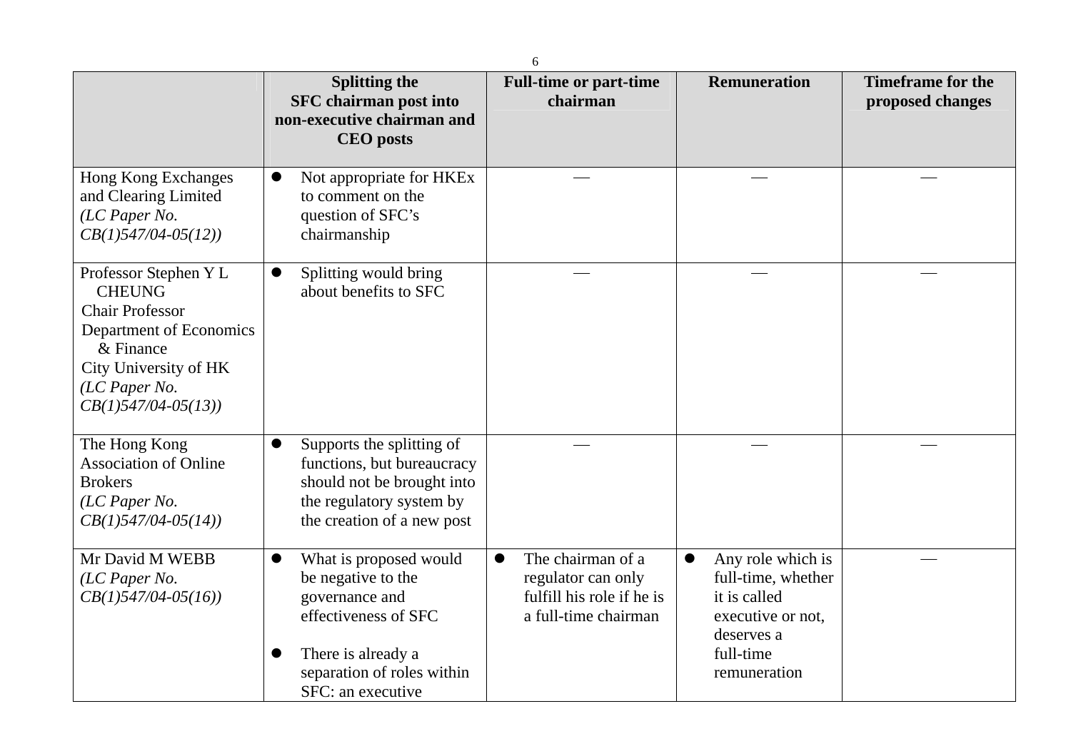| | Splitting the SFC chairman post into non-executive chairman and CEO posts | Full-time or part-time chairman | Remuneration | Timeframe for the proposed changes |
|---|---|---|---|---|
| Hong Kong Exchanges and Clearing Limited *(LC Paper No. CB(1)547/04-05(12))* | • Not appropriate for HKEx to comment on the question of SFC's chairmanship | — | — | — |
| Professor Stephen Y L CHEUNG Chair Professor Department of Economics & Finance City University of HK *(LC Paper No. CB(1)547/04-05(13))* | • Splitting would bring about benefits to SFC | — | — | — |
| The Hong Kong Association of Online Brokers *(LC Paper No. CB(1)547/04-05(14))* | • Supports the splitting of functions, but bureaucracy should not be brought into the regulatory system by the creation of a new post | — | — | — |
| Mr David M WEBB *(LC Paper No. CB(1)547/04-05(16))* | • What is proposed would be negative to the governance and effectiveness of SFC<br><br>• There is already a separation of roles within SFC: an executive | • The chairman of a regulator can only fulfill his role if he is a full-time chairman | • Any role which is full-time, whether it is called executive or not, deserves a full-time remuneration | — |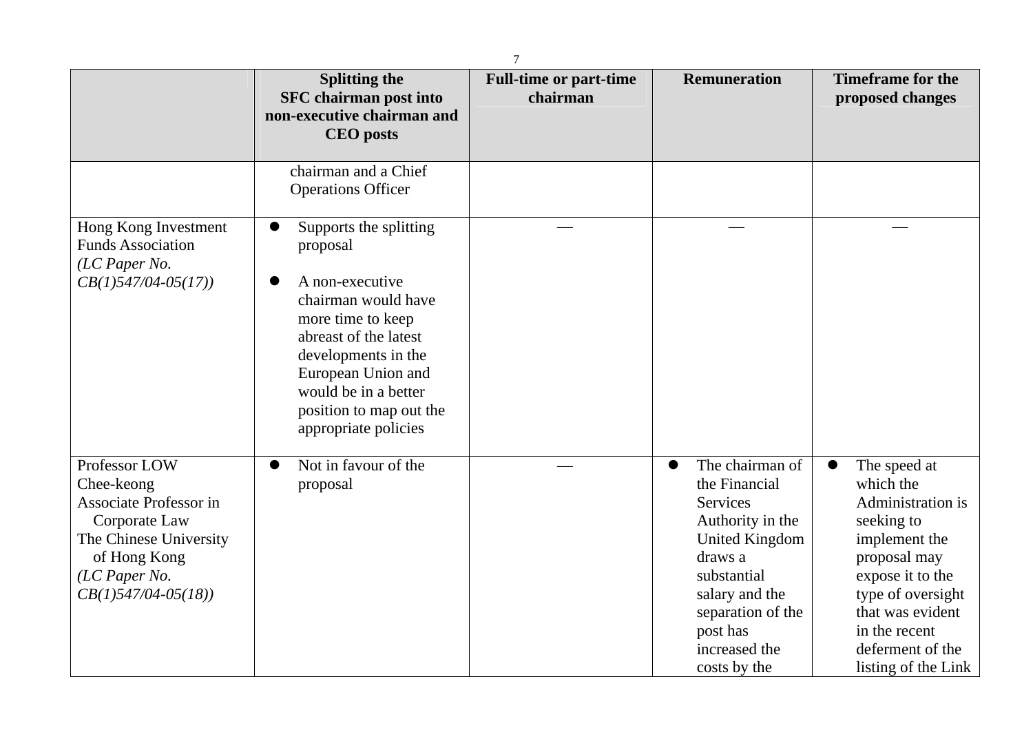| | Splitting the SFC chairman post into non-executive chairman and CEO posts | Full-time or part-time chairman | Remuneration | Timeframe for the proposed changes |
|---|---|---|---|---|
| | chairman and a Chief Operations Officer | | | |
| Hong Kong Investment Funds Association *(LC Paper No. CB(1)547/04-05(17))* | • Supports the splitting proposal<br><br>• A non-executive chairman would have more time to keep abreast of the latest developments in the European Union and would be in a better position to map out the appropriate policies | — | — | — |
| Professor LOW Chee-keong Associate Professor in Corporate Law The Chinese University of Hong Kong *(LC Paper No. CB(1)547/04-05(18))* | • Not in favour of the proposal | — | • The chairman of the Financial Services Authority in the United Kingdom draws a substantial salary and the separation of the post has increased the costs by the | • The speed at which the Administration is seeking to implement the proposal may expose it to the type of oversight that was evident in the recent deferment of the listing of the Link |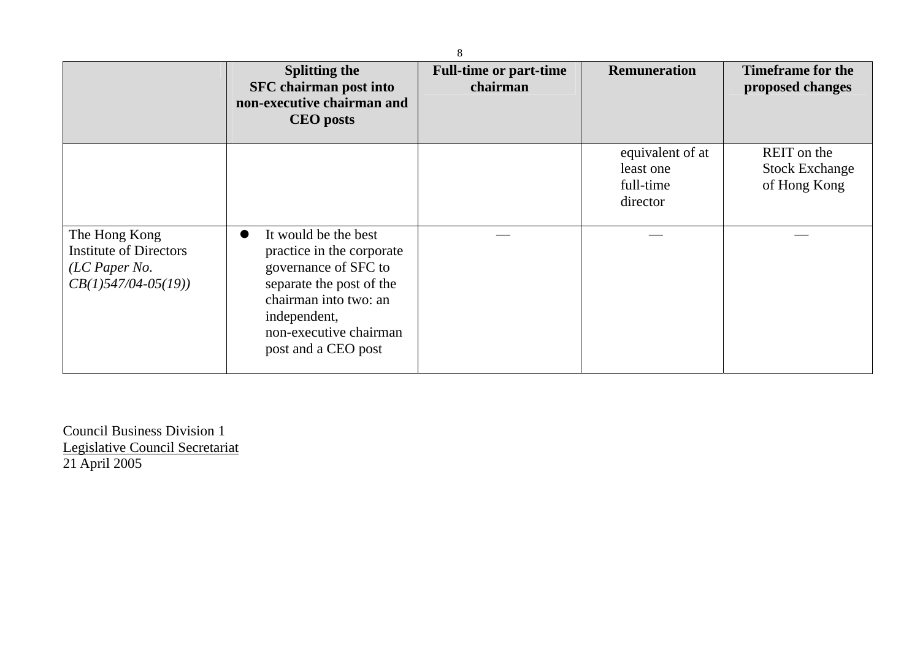| | Splitting the SFC chairman post into non-executive chairman and CEO posts | Full-time or part-time chairman | Remuneration | Timeframe for the proposed changes |
|---|---|---|---|---|
| | | | equivalent of at least one full-time director | REIT on the Stock Exchange of Hong Kong |
| The Hong Kong Institute of Directors *(LC Paper No. CB(1)547/04-05(19))* | • It would be the best practice in the corporate governance of SFC to separate the post of the chairman into two: an independent, non-executive chairman post and a CEO post | — | — | — |

Council Business Division 1
Legislative Council Secretariat
21 April 2005